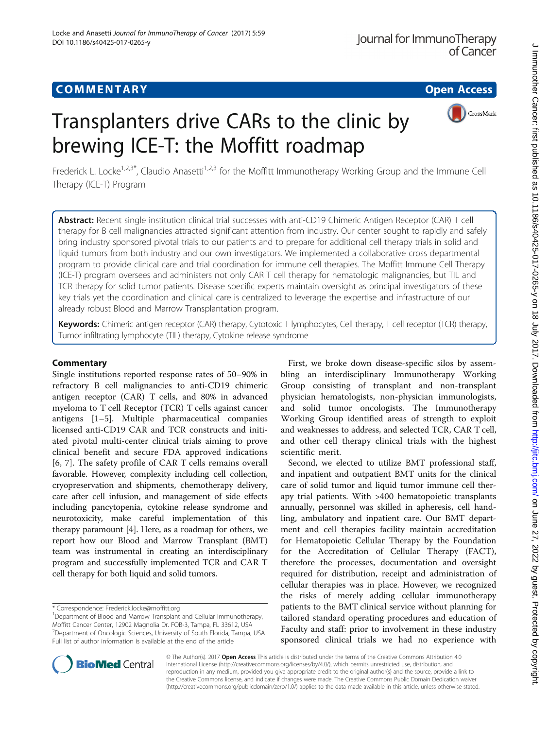COMMENTARY Open Access

# Transplanters drive CARs to the clinic by brewing ICE-T: the Moffitt roadmap

Frederick L. Locke[1,2,3*], Claudio Anasetti[1,2,3] for the Moffitt Immunotherapy Working Group and the Immune Cell Therapy (ICE-T) Program

**Abstract:** Recent single institution clinical trial successes with anti-CD19 Chimeric Antigen Receptor (CAR) T cell therapy for B cell malignancies attracted significant attention from industry. Our center sought to rapidly and safely bring industry sponsored pivotal trials to our patients and to prepare for additional cell therapy trials in solid and liquid tumors from both industry and our own investigators. We implemented a collaborative cross departmental program to provide clinical care and trial coordination for immune cell therapies. The Moffitt Immune Cell Therapy (ICE-T) program oversees and administers not only CAR T cell therapy for hematologic malignancies, but TIL and TCR therapy for solid tumor patients. Disease specific experts maintain oversight as principal investigators of these key trials yet the coordination and clinical care is centralized to leverage the expertise and infrastructure of our already robust Blood and Marrow Transplantation program.

**Keywords:** Chimeric antigen receptor (CAR) therapy, Cytotoxic T lymphocytes, Cell therapy, T cell receptor (TCR) therapy, Tumor infiltrating lymphocyte (TIL) therapy, Cytokine release syndrome

## Commentary

Single institutions reported response rates of 50–90% in refractory B cell malignancies to anti-CD19 chimeric antigen receptor (CAR) T cells, and 80% in advanced myeloma to T cell Receptor (TCR) T cells against cancer antigens [1–5]. Multiple pharmaceutical companies licensed anti-CD19 CAR and TCR constructs and initiated pivotal multi-center clinical trials aiming to prove clinical benefit and secure FDA approved indications [6, 7]. The safety profile of CAR T cells remains overall favorable. However, complexity including cell collection, cryopreservation and shipments, chemotherapy delivery, care after cell infusion, and management of side effects including pancytopenia, cytokine release syndrome and neurotoxicity, make careful implementation of this therapy paramount [4]. Here, as a roadmap for others, we report how our Blood and Marrow Transplant (BMT) team was instrumental in creating an interdisciplinary program and successfully implemented TCR and CAR T cell therapy for both liquid and solid tumors.

First, we broke down disease-specific silos by assembling an interdisciplinary Immunotherapy Working Group consisting of transplant and non-transplant physician hematologists, non-physician immunologists, and solid tumor oncologists. The Immunotherapy Working Group identified areas of strength to exploit and weaknesses to address, and selected TCR, CAR T cell, and other cell therapy clinical trials with the highest scientific merit.

Second, we elected to utilize BMT professional staff, and inpatient and outpatient BMT units for the clinical care of solid tumor and liquid tumor immune cell therapy trial patients. With >400 hematopoietic transplants annually, personnel was skilled in apheresis, cell handling, ambulatory and inpatient care. Our BMT department and cell therapies facility maintain accreditation for Hematopoietic Cellular Therapy by the Foundation for the Accreditation of Cellular Therapy (FACT), therefore the processes, documentation and oversight required for distribution, receipt and administration of cellular therapies was in place. However, we recognized the risks of merely adding cellular immunotherapy patients to the BMT clinical service without planning for tailored standard operating procedures and education of Faculty and staff: prior to involvement in these industry sponsored clinical trials we had no experience with

* Correspondence: Frederick.locke@moffitt.org
[1]Department of Blood and Marrow Transplant and Cellular Immunotherapy, Moffitt Cancer Center, 12902 Magnolia Dr. FOB-3, Tampa, FL 33612, USA
[2]Department of Oncologic Sciences, University of South Florida, Tampa, USA
Full list of author information is available at the end of the article

© The Author(s). 2017 **Open Access** This article is distributed under the terms of the Creative Commons Attribution 4.0 International License (http://creativecommons.org/licenses/by/4.0/), which permits unrestricted use, distribution, and reproduction in any medium, provided you give appropriate credit to the original author(s) and the source, provide a link to the Creative Commons license, and indicate if changes were made. The Creative Commons Public Domain Dedication waiver (http://creativecommons.org/publicdomain/zero/1.0/) applies to the data made available in this article, unless otherwise stated.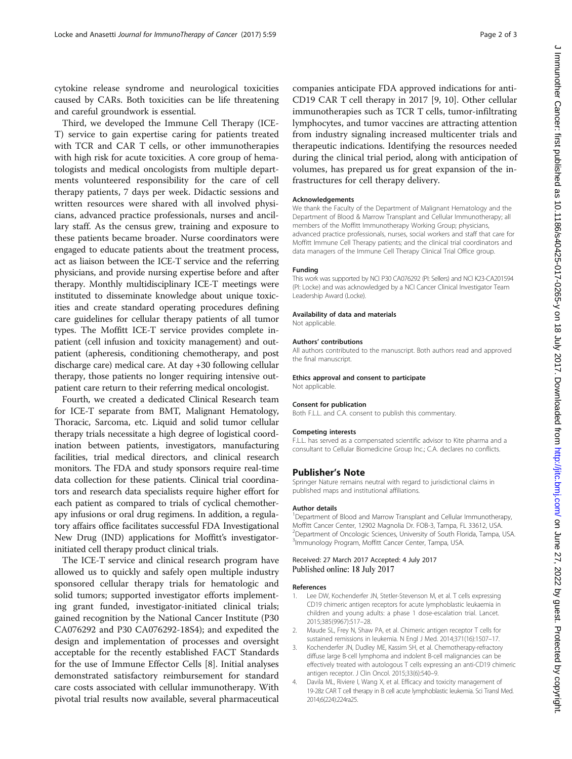cytokine release syndrome and neurological toxicities caused by CARs. Both toxicities can be life threatening and careful groundwork is essential.

Third, we developed the Immune Cell Therapy (ICE-T) service to gain expertise caring for patients treated with TCR and CAR T cells, or other immunotherapies with high risk for acute toxicities. A core group of hematologists and medical oncologists from multiple departments volunteered responsibility for the care of cell therapy patients, 7 days per week. Didactic sessions and written resources were shared with all involved physicians, advanced practice professionals, nurses and ancillary staff. As the census grew, training and exposure to these patients became broader. Nurse coordinators were engaged to educate patients about the treatment process, act as liaison between the ICE-T service and the referring physicians, and provide nursing expertise before and after therapy. Monthly multidisciplinary ICE-T meetings were instituted to disseminate knowledge about unique toxicities and create standard operating procedures defining care guidelines for cellular therapy patients of all tumor types. The Moffitt ICE-T service provides complete inpatient (cell infusion and toxicity management) and outpatient (apheresis, conditioning chemotherapy, and post discharge care) medical care. At day +30 following cellular therapy, those patients no longer requiring intensive outpatient care return to their referring medical oncologist.

Fourth, we created a dedicated Clinical Research team for ICE-T separate from BMT, Malignant Hematology, Thoracic, Sarcoma, etc. Liquid and solid tumor cellular therapy trials necessitate a high degree of logistical coordination between patients, investigators, manufacturing facilities, trial medical directors, and clinical research monitors. The FDA and study sponsors require real-time data collection for these patients. Clinical trial coordinators and research data specialists require higher effort for each patient as compared to trials of cyclical chemotherapy infusions or oral drug regimens. In addition, a regulatory affairs office facilitates successful FDA Investigational New Drug (IND) applications for Moffitt's investigator-initiated cell therapy product clinical trials.

The ICE-T service and clinical research program have allowed us to quickly and safely open multiple industry sponsored cellular therapy trials for hematologic and solid tumors; supported investigator efforts implementing grant funded, investigator-initiated clinical trials; gained recognition by the National Cancer Institute (P30 CA076292 and P30 CA076292-18S4); and expedited the design and implementation of processes and oversight acceptable for the recently established FACT Standards for the use of Immune Effector Cells [8]. Initial analyses demonstrated satisfactory reimbursement for standard care costs associated with cellular immunotherapy. With pivotal trial results now available, several pharmaceutical companies anticipate FDA approved indications for anti-CD19 CAR T cell therapy in 2017 [9, 10]. Other cellular immunotherapies such as TCR T cells, tumor-infiltrating lymphocytes, and tumor vaccines are attracting attention from industry signaling increased multicenter trials and therapeutic indications. Identifying the resources needed during the clinical trial period, along with anticipation of volumes, has prepared us for great expansion of the infrastructures for cell therapy delivery.

#### Acknowledgements

We thank the Faculty of the Department of Malignant Hematology and the Department of Blood & Marrow Transplant and Cellular Immunotherapy; all members of the Moffitt Immunotherapy Working Group; physicians, advanced practice professionals, nurses, social workers and staff that care for Moffitt Immune Cell Therapy patients; and the clinical trial coordinators and data managers of the Immune Cell Therapy Clinical Trial Office group.

#### Funding

This work was supported by NCI P30 CA076292 (PI: Sellers) and NCI K23-CA201594 (PI: Locke) and was acknowledged by a NCI Cancer Clinical Investigator Team Leadership Award (Locke).

#### Availability of data and materials

Not applicable.

#### Authors' contributions

All authors contributed to the manuscript. Both authors read and approved the final manuscript.

#### Ethics approval and consent to participate

Not applicable.

#### Consent for publication

Both F.L.L. and C.A. consent to publish this commentary.

#### Competing interests

F.L.L. has served as a compensated scientific advisor to Kite pharma and a consultant to Cellular Biomedicine Group Inc.; C.A. declares no conflicts.

## Publisher's Note

Springer Nature remains neutral with regard to jurisdictional claims in published maps and institutional affiliations.

#### Author details

[1]Department of Blood and Marrow Transplant and Cellular Immunotherapy, Moffitt Cancer Center, 12902 Magnolia Dr. FOB-3, Tampa, FL 33612, USA. [2]Department of Oncologic Sciences, University of South Florida, Tampa, USA. [3]Immunology Program, Moffitt Cancer Center, Tampa, USA.

Received: 27 March 2017 Accepted: 4 July 2017
Published online: 18 July 2017

#### References

1. Lee DW, Kochenderfer JN, Stetler-Stevenson M, et al. T cells expressing CD19 chimeric antigen receptors for acute lymphoblastic leukaemia in children and young adults: a phase 1 dose-escalation trial. Lancet. 2015;385(9967):517–28.
2. Maude SL, Frey N, Shaw PA, et al. Chimeric antigen receptor T cells for sustained remissions in leukemia. N Engl J Med. 2014;371(16):1507–17.
3. Kochenderfer JN, Dudley ME, Kassim SH, et al. Chemotherapy-refractory diffuse large B-cell lymphoma and indolent B-cell malignancies can be effectively treated with autologous T cells expressing an anti-CD19 chimeric antigen receptor. J Clin Oncol. 2015;33(6):540–9.
4. Davila ML, Riviere I, Wang X, et al. Efficacy and toxicity management of 19-28z CAR T cell therapy in B cell acute lymphoblastic leukemia. Sci Transl Med. 2014;6(224):224ra25.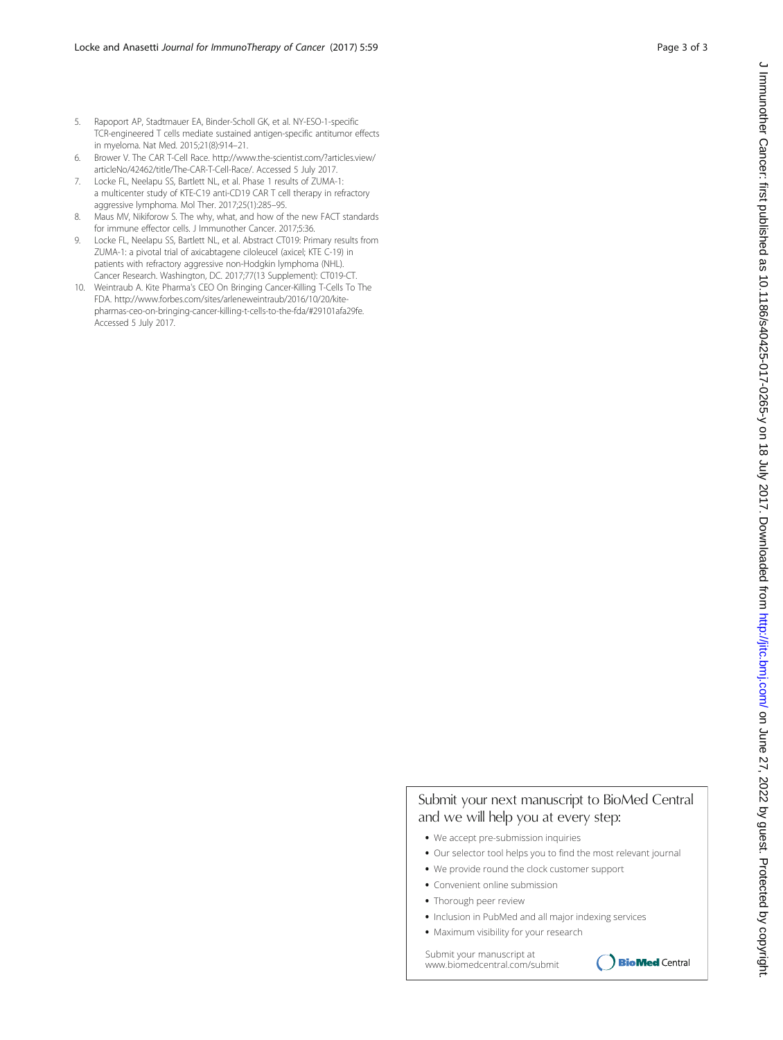5. Rapoport AP, Stadtmauer EA, Binder-Scholl GK, et al. NY-ESO-1-specific TCR-engineered T cells mediate sustained antigen-specific antitumor effects in myeloma. Nat Med. 2015;21(8):914–21.
6. Brower V. The CAR T-Cell Race. http://www.the-scientist.com/?articles.view/articleNo/42462/title/The-CAR-T-Cell-Race/. Accessed 5 July 2017.
7. Locke FL, Neelapu SS, Bartlett NL, et al. Phase 1 results of ZUMA-1: a multicenter study of KTE-C19 anti-CD19 CAR T cell therapy in refractory aggressive lymphoma. Mol Ther. 2017;25(1):285–95.
8. Maus MV, Nikiforow S. The why, what, and how of the new FACT standards for immune effector cells. J Immunother Cancer. 2017;5:36.
9. Locke FL, Neelapu SS, Bartlett NL, et al. Abstract CT019: Primary results from ZUMA-1: a pivotal trial of axicabtagene ciloleucel (axicel; KTE C-19) in patients with refractory aggressive non-Hodgkin lymphoma (NHL). Cancer Research. Washington, DC. 2017;77(13 Supplement): CT019-CT.
10. Weintraub A. Kite Pharma's CEO On Bringing Cancer-Killing T-Cells To The FDA. http://www.forbes.com/sites/arleneweintraub/2016/10/20/kite-pharmas-ceo-on-bringing-cancer-killing-t-cells-to-the-fda/#29101afa29fe. Accessed 5 July 2017.

Submit your next manuscript to BioMed Central and we will help you at every step:

- We accept pre-submission inquiries
- Our selector tool helps you to find the most relevant journal
- We provide round the clock customer support
- Convenient online submission
- Thorough peer review
- Inclusion in PubMed and all major indexing services
- Maximum visibility for your research

Submit your manuscript at www.biomedcentral.com/submit

BioMed Central

J Immunother Cancer: first published as 10.1186/s40425-017-0265-y on 18 July 2017. Downloaded from http://jitc.bmj.com/ on June 27, 2022 by guest. Protected by copyright.